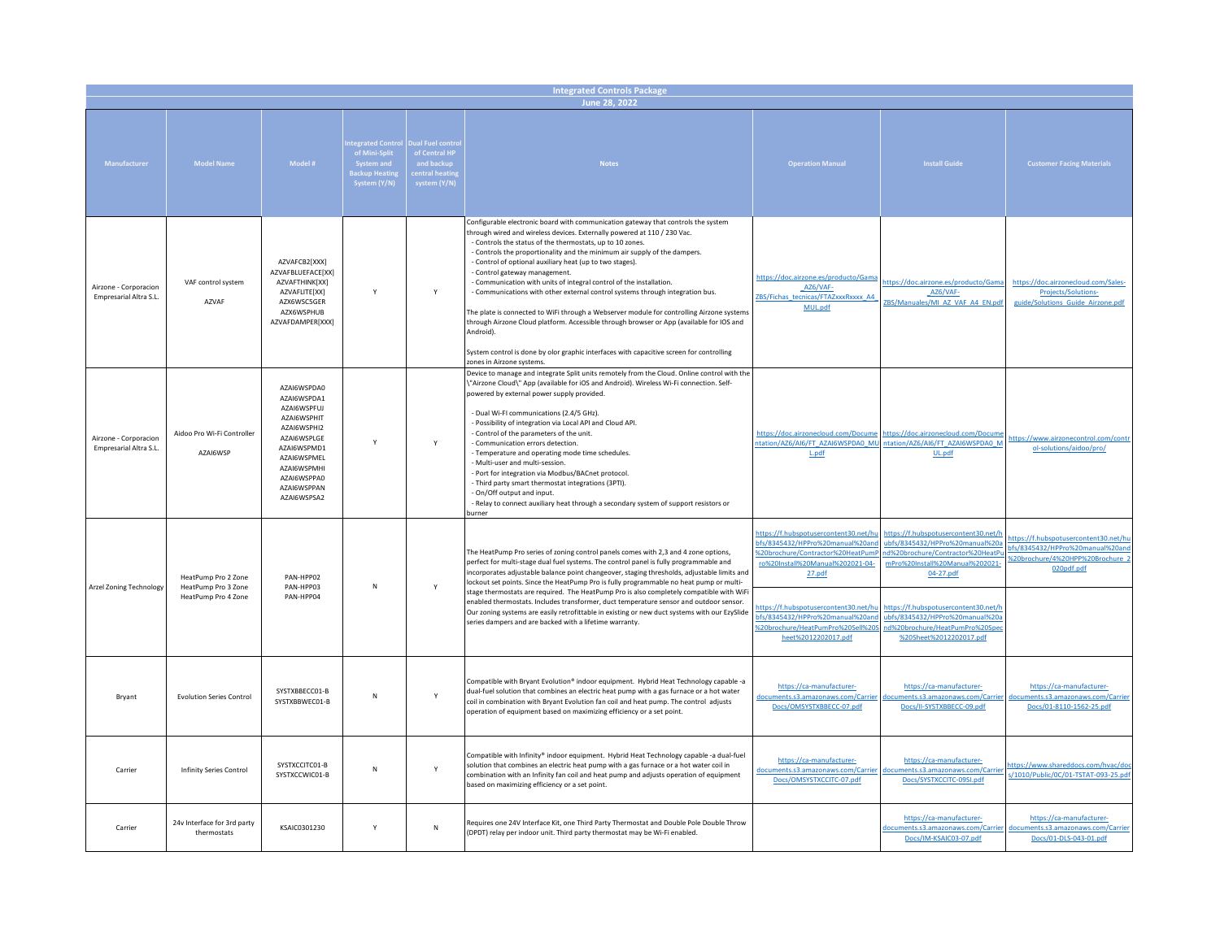# Integrated Controls Package

## June 28, 2022

| Manufacturer | Model Name | Model # | Integrated Control of Mini-Split System and Backup Heating System (Y/N) | Dual Fuel control of Central HP and backup central heating system (Y/N) | Notes | Operation Manual | Install Guide | Customer Facing Materials |
|---|---|---|---|---|---|---|---|---|
| Airzone - Corporacion Empresarial Altra S.L. | VAF control system AZVAF | AZVAFCB2[XXX] AZVAFBLUEFACE[XX] AZVAFTHINK[XX] AZVAFLITE[XX] AZX6WSC5GER AZX6WSPHUB AZVAFDAMPER[XXX] | Y | Y | Configurable electronic board with communication gateway that controls the system through wired and wireless devices. Externally powered at 110 / 230 Vac.<br>- Controls the status of the thermostats, up to 10 zones.<br>- Controls the proportionality and the minimum air supply of the dampers.<br>- Control of optional auxiliary heat (up to two stages).<br>- Control gateway management.<br>- Communication with units of integral control of the installation.<br>- Communications with other external control systems through integration bus.<br><br>The plate is connected to WiFi through a Webserver module for controlling Airzone systems through Airzone Cloud platform. Accessible through browser or App (available for IOS and Android).<br><br>System control is done by olor graphic interfaces with capacitive screen for controlling zones in Airzone systems. | https://doc.airzone.es/producto/Gama_AZ6/VAF-ZBS/Fichas_tecnicas/FTAZxxxRxxxx_A4_MUL.pdf | https://doc.airzone.es/producto/Gama_AZ6/VAF-ZBS/Manuales/MI_AZ_VAF_A4_EN.pdf | https://doc.airzonecloud.com/Sales-Projects/Solutions-guide/Solutions_Guide_Airzone.pdf |
| Airzone - Corporacion Empresarial Altra S.L. | Aidoo Pro Wi-Fi Controller AZAI6WSP | AZAI6WSPDA0 AZAI6WSPDA1 AZAI6WSPFUJ AZAI6WSPHIT AZAI6WSPHI2 AZAI6WSPLGE AZAI6WSPMD1 AZAI6WSPMEL AZAI6WSPMHI AZAI6WSPPA0 AZAI6WSPPAN AZAI6WSPSA2 | Y | Y | Device to manage and integrate Split units remotely from the Cloud. Online control with the \"Airzone Cloud\" App (available for iOS and Android). Wireless Wi-Fi connection. Self-powered by external power supply provided.<br><br>- Dual Wi-FI communications (2.4/5 GHz).<br>- Possibility of integration via Local API and Cloud API.<br>- Control of the parameters of the unit.<br>- Communication errors detection.<br>- Temperature and operating mode time schedules.<br>- Multi-user and multi-session.<br>- Port for integration via Modbus/BACnet protocol.<br>- Third party smart thermostat integrations (3PTI).<br>- On/Off output and input.<br>- Relay to connect auxiliary heat through a secondary system of support resistors or burner | https://doc.airzonecloud.com/Documentation/AZ6/AI6/FT_AZAI6WSPDA0_MUL.pdf | https://doc.airzonecloud.com/Documentation/AZ6/AI6/FT_AZAI6WSPDA0_MUL.pdf | https://www.airzonecontrol.com/control-solutions/aidoo/pro/ |
| Arzel Zoning Technology | HeatPump Pro 2 Zone HeatPump Pro 3 Zone HeatPump Pro 4 Zone | PAN-HPP02 PAN-HPP03 PAN-HPP04 | N | Y | The HeatPump Pro series of zoning control panels comes with 2,3 and 4 zone options, perfect for multi-stage dual fuel systems. The control panel is fully programmable and incorporates adjustable balance point changeover, staging thresholds, adjustable limits and lockout set points. Since the HeatPump Pro is fully programmable no heat pump or multi-stage thermostats are required. The HeatPump Pro is also completely compatible with WiFi enabled thermostats. Includes transformer, duct temperature sensor and outdoor sensor. Our zoning systems are easily retrofittable in existing or new duct systems with our EzySlide series dampers and are backed with a lifetime warranty. | https://f.hubspotusercontent30.net/hubfs/8345432/HPPro%20manual%20and%20brochure/Contractor%20HeatPumPro%20Install%20Manual%202021-04-27.pdf<br><br>https://f.hubspotusercontent30.net/hubfs/8345432/HPPro%20manual%20and%20brochure/HeatPumPro%20Sell%20Sheet%2012202017.pdf | https://f.hubspotusercontent30.net/hubfs/8345432/HPPro%20manual%20and%20brochure/Contractor%20HeatPumPro%20Install%20Manual%202021-04-27.pdf<br><br>https://f.hubspotusercontent30.net/hubfs/8345432/HPPro%20manual%20and%20brochure/HeatPumPro%20Spec%20Sheet%2012202017.pdf | https://f.hubspotusercontent30.net/hubfs/8345432/HPPro%20manual%20and%20brochure/4%20HPP%20Brochure_2020pdf.pdf |
| Bryant | Evolution Series Control | SYSTXBBECC01-B SYSTXBBWEC01-B | N | Y | Compatible with Bryant Evolution® indoor equipment. Hybrid Heat Technology capable -a dual-fuel solution that combines an electric heat pump with a gas furnace or a hot water coil in combination with Bryant Evolution fan coil and heat pump. The control adjusts operation of equipment based on maximizing efficiency or a set point. | https://ca-manufacturer-documents.s3.amazonaws.com/CarrierDocs/OMSYSTXBBECC-07.pdf | https://ca-manufacturer-documents.s3.amazonaws.com/CarrierDocs/II-SYSTXBBECC-09.pdf | https://ca-manufacturer-documents.s3.amazonaws.com/CarrierDocs/01-8110-1562-25.pdf |
| Carrier | Infinity Series Control | SYSTXCCITC01-B SYSTXCCWIC01-B | N | Y | Compatible with Infinity® indoor equipment. Hybrid Heat Technology capable -a dual-fuel solution that combines an electric heat pump with a gas furnace or a hot water coil in combination with an Infinity fan coil and heat pump and adjusts operation of equipment based on maximizing efficiency or a set point. | https://ca-manufacturer-documents.s3.amazonaws.com/CarrierDocs/OMSYSTXCCITC-07.pdf | https://ca-manufacturer-documents.s3.amazonaws.com/CarrierDocs/SYSTXCCITC-09SI.pdf | https://www.shareddocs.com/hvac/docs/1010/Public/0C/01-TSTAT-093-25.pdf |
| Carrier | 24v Interface for 3rd party thermostats | KSAIC0301230 | Y | N | Requires one 24V Interface Kit, one Third Party Thermostat and Double Pole Double Throw (DPDT) relay per indoor unit. Third party thermostat may be Wi-Fi enabled. | | https://ca-manufacturer-documents.s3.amazonaws.com/CarrierDocs/IM-KSAIC03-07.pdf | https://ca-manufacturer-documents.s3.amazonaws.com/CarrierDocs/01-DLS-043-01.pdf |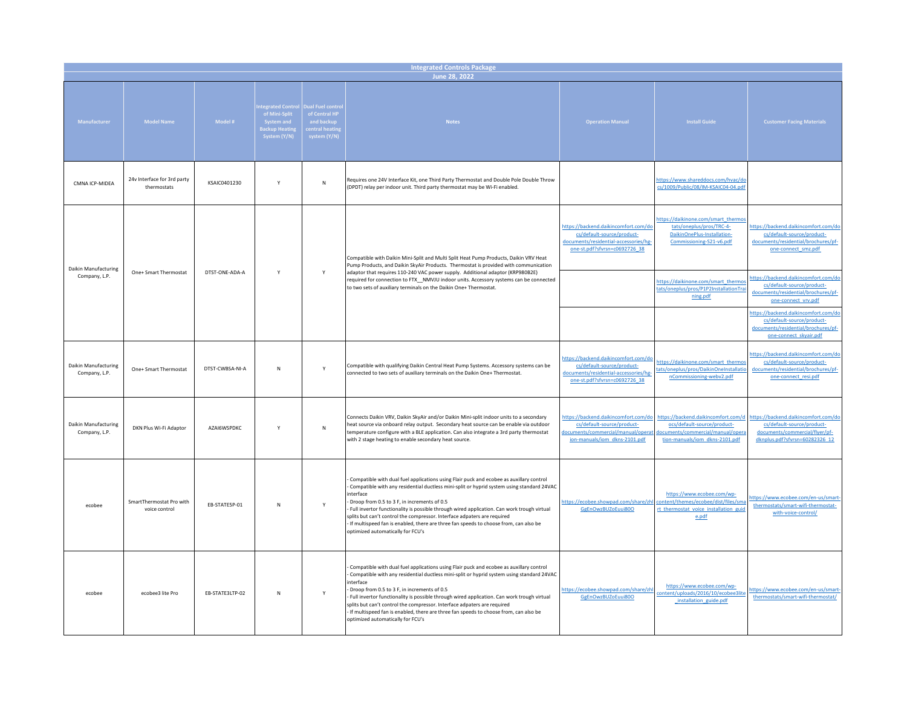## Integrated Controls Package

June 28, 2022

| Manufacturer | Model Name | Model # | Integrated Control of Mini-Split System and Backup Heating System (Y/N) | Dual Fuel control of Central HP and backup central heating system (Y/N) | Notes | Operation Manual | Install Guide | Customer Facing Materials |
|---|---|---|---|---|---|---|---|---|
| CMNA ICP-MIDEA | 24v Interface for 3rd party thermostats | KSAIC0401230 | Y | N | Requires one 24V Interface Kit, one Third Party Thermostat and Double Pole Double Throw (DPDT) relay per indoor unit. Third party thermostat may be Wi-Fi enabled. | | https://www.shareddocs.com/hvac/docs/1009/Public/08/IM-KSAIC04-04.pdf | |
| Daikin Manufacturing Company, L.P. | One+ Smart Thermostat | DTST-ONE-ADA-A | Y | Y | Compatible with Daikin Mini-Split and Multi Split Heat Pump Products, Daikin VRV Heat Pump Products, and Daikin SkyAir Products. Thermostat is provided with communication adaptor that requires 110-240 VAC power supply. Additional adaptor (KRP980B2E) required for connection to FTX__NMVJU indoor units. Accessory systems can be connected to two sets of auxiliary terminals on the Daikin One+ Thermostat. | https://backend.daikincomfort.com/docs/default-source/product-documents/residential-accessories/hg-one-st.pdf?sfvrsn=c0692726_38 | https://daikinone.com/smart_thermostats/oneplus/pros/TRC-4-DaikinOnePlus-Installation-Commissioning-S21-v6.pdf<br>https://daikinone.com/smart_thermostats/oneplus/pros/P1P2InstallationTraining.pdf | https://backend.daikincomfort.com/docs/default-source/product-documents/residential/brochures/pf-one-connect_smz.pdf<br>https://backend.daikincomfort.com/docs/default-source/product-documents/residential/brochures/pf-one-connect_vrv.pdf<br>https://backend.daikincomfort.com/docs/default-source/product-documents/residential/brochures/pf-one-connect_skyair.pdf |
| Daikin Manufacturing Company, L.P. | One+ Smart Thermostat | DTST-CWBSA-NI-A | N | Y | Compatible with qualifying Daikin Central Heat Pump Systems. Accessory systems can be connected to two sets of auxiliary terminals on the Daikin One+ Thermostat. | https://backend.daikincomfort.com/docs/default-source/product-documents/residential-accessories/hg-one-st.pdf?sfvrsn=c0692726_38 | https://daikinone.com/smart_thermostats/oneplus/pros/DaikinOneInstallationCommissioning-webv2.pdf | https://backend.daikincomfort.com/docs/default-source/product-documents/residential/brochures/pf-one-connect_resi.pdf |
| Daikin Manufacturing Company, L.P. | DKN Plus Wi-Fi Adaptor | AZAI6WSPDKC | Y | N | Connects Daikin VRV, Daikin SkyAir and/or Daikin Mini-split indoor units to a secondary heat source via onboard relay output. Secondary heat source can be enable via outdoor temperature configure with a BLE application. Can also integrate a 3rd party thermostat with 2 stage heating to enable secondary heat source. | https://backend.daikincomfort.com/docs/default-source/product-documents/commercial/manual/operation-manuals/iom_dkns-2101.pdf | https://backend.daikincomfort.com/docs/default-source/product-documents/commercial/manual/operation-manuals/iom_dkns-2101.pdf | https://backend.daikincomfort.com/docs/default-source/product-documents/commercial/flyer/pf-dknplus.pdf?sfvrsn=60282326_12 |
| ecobee | SmartThermostat Pro with voice control | EB-STATE5P-01 | N | Y | - Compatible with dual fuel applications using Flair puck and ecobee as auxillary control<br>- Compatible with any residential ductless mini-split or hyprid system using standard 24VAC interface<br>- Droop from 0.5 to 3 F, in increments of 0.5<br>- Full invertor functionality is possible through wired application. Can work trough virtual splits but can't control the compressor. Interface adpaters are required<br>- If multispeed fan is enabled, there are three fan speeds to choose from, can also be optimized automatically for FCU's | https://ecobee.showpad.com/share/zhlGgEnOwzBUZoEuui8OO | https://www.ecobee.com/wp-content/themes/ecobee/dist/files/smart_thermostat_voice_installation_guide.pdf | https://www.ecobee.com/en-us/smart-thermostats/smart-wifi-thermostat-with-voice-control/ |
| ecobee | ecobee3 lite Pro | EB-STATE3LTP-02 | N | Y | - Compatible with dual fuel applications using Flair puck and ecobee as auxillary control<br>- Compatible with any residential ductless mini-split or hyprid system using standard 24VAC interface<br>- Droop from 0.5 to 3 F, in increments of 0.5<br>- Full invertor functionality is possible through wired application. Can work trough virtual splits but can't control the compressor. Interface adpaters are required<br>- If multispeed fan is enabled, there are three fan speeds to choose from, can also be optimized automatically for FCU's | https://ecobee.showpad.com/share/zhlGgEnOwzBUZoEuui8OO | https://www.ecobee.com/wp-content/uploads/2016/10/ecobee3lite_installation_guide.pdf | https://www.ecobee.com/en-us/smart-thermostats/smart-wifi-thermostat/ |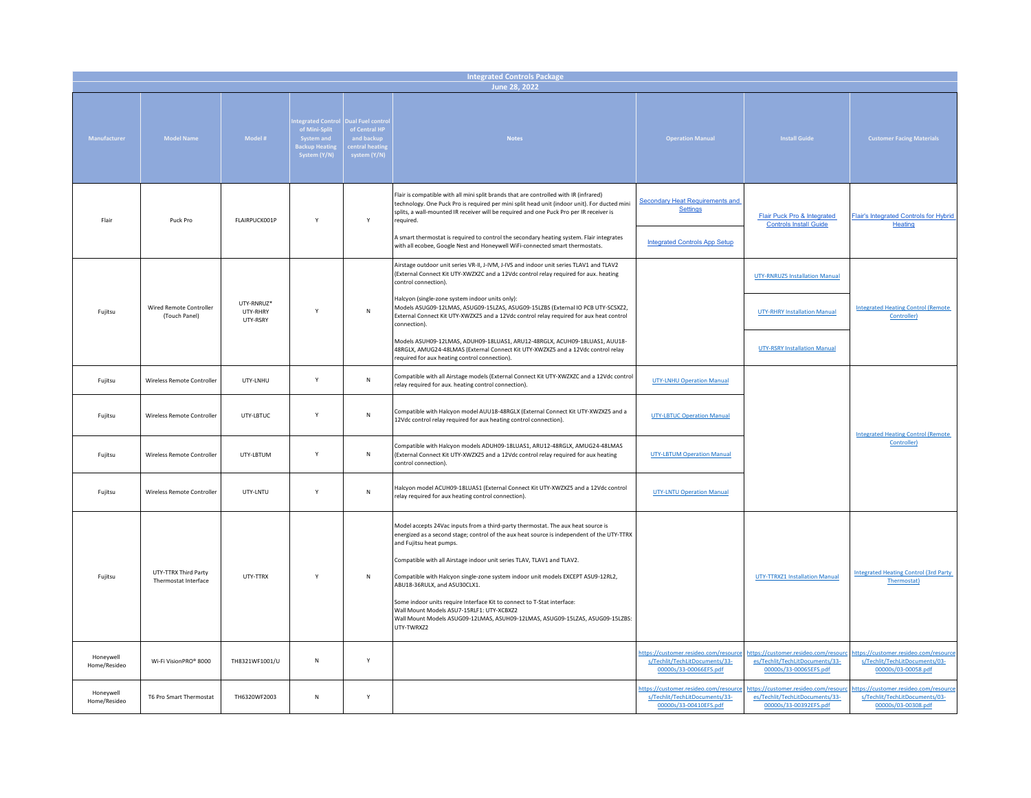| Integrated Controls Package | | | | | | | | |
|---|---|---|---|---|---|---|---|---|
| June 28, 2022 | | | | | | | | |
| Manufacturer | Model Name | Model # | Integrated Control of Mini-Split System and Backup Heating System (Y/N) | Dual Fuel control of Central HP and backup central heating system (Y/N) | Notes | Operation Manual | Install Guide | Customer Facing Materials |
| Flair | Puck Pro | FLAIRPUCK001P | Y | Y | Flair is compatible with all mini split brands that are controlled with IR (infrared) technology. One Puck Pro is required per mini split head unit (indoor unit). For ducted mini splits, a wall-mounted IR receiver will be required and one Puck Pro per IR receiver is required.<br><br>A smart thermostat is required to control the secondary heating system. Flair integrates with all ecobee, Google Nest and Honeywell WiFi-connected smart thermostats. | Secondary Heat Requirements and Settings<br><br>Integrated Controls App Setup | Flair Puck Pro & Integrated Controls Install Guide | Flair's Integrated Controls for Hybrid Heating |
| Fujitsu | Wired Remote Controller (Touch Panel) | UTY-RNRUZ*<br>UTY-RHRY<br>UTY-RSRY | Y | N | Airstage outdoor unit series VR-II, J-IVM, J-IVS and indoor unit series TLAV1 and TLAV2 (External Connect Kit UTY-XWZXZC and a 12Vdc control relay required for aux. heating control connection).<br><br>Halcyon (single-zone system indoor units only):<br>Models ASUG09-12LMAS, ASUG09-15LZAS, ASUG09-15LZBS (External IO PCB UTY-SCSXZ2, External Connect Kit UTY-XWZXZ5 and a 12Vdc control relay required for aux heat control connection).<br><br>Models ASUH09-12LMAS, ADUH09-18LUAS1, ARU12-48RGLX, ACUH09-18LUAS1, AUU18-48RGLX, AMUG24-48LMAS (External Connect Kit UTY-XWZXZ5 and a 12Vdc control relay required for aux heating control connection). | | UTY-RNRUZ5 Installation Manual<br><br>UTY-RHRY Installation Manual<br><br>UTY-RSRY Installation Manual | Integrated Heating Control (Remote Controller) |
| Fujitsu | Wireless Remote Controller | UTY-LNHU | Y | N | Compatible with all Airstage models (External Connect Kit UTY-XWZXZC and a 12Vdc control relay required for aux. heating control connection). | UTY-LNHU Operation Manual | | Integrated Heating Control (Remote Controller) |
| Fujitsu | Wireless Remote Controller | UTY-LBTUC | Y | N | Compatible with Halcyon model AUU18-48RGLX (External Connect Kit UTY-XWZXZ5 and a 12Vdc control relay required for aux heating control connection). | UTY-LBTUC Operation Manual | | |
| Fujitsu | Wireless Remote Controller | UTY-LBTUM | Y | N | Compatible with Halcyon models ADUH09-18LUAS1, ARU12-48RGLX, AMUG24-48LMAS (External Connect Kit UTY-XWZXZ5 and a 12Vdc control relay required for aux heating control connection). | UTY-LBTUM Operation Manual | | |
| Fujitsu | Wireless Remote Controller | UTY-LNTU | Y | N | Halcyon model ACUH09-18LUAS1 (External Connect Kit UTY-XWZXZ5 and a 12Vdc control relay required for aux heating control connection). | UTY-LNTU Operation Manual | | |
| Fujitsu | UTY-TTRX Third Party Thermostat Interface | UTY-TTRX | Y | N | Model accepts 24Vac inputs from a third-party thermostat. The aux heat source is energized as a second stage; control of the aux heat source is independent of the UTY-TTRX and Fujitsu heat pumps.<br><br>Compatible with all Airstage indoor unit series TLAV, TLAV1 and TLAV2.<br><br>Compatible with Halcyon single-zone system indoor unit models EXCEPT ASU9-12RL2, ABU18-36RULX, and ASU30CLX1.<br><br>Some indoor units require Interface Kit to connect to T-Stat interface:<br>Wall Mount Models ASU7-15RLF1: UTY-XCBXZ2<br>Wall Mount Models ASUG09-12LMAS, ASUH09-12LMAS, ASUG09-15LZAS, ASUG09-15LZBS: UTY-TWRXZ2 | | UTY-TTRXZ1 Installation Manual | Integrated Heating Control (3rd Party Thermostat) |
| Honeywell Home/Resideo | Wi-Fi VisionPRO® 8000 | TH8321WF1001/U | N | Y | | https://customer.resideo.com/resources/Techlit/TechLitDocuments/33-00000s/33-00066EFS.pdf | https://customer.resideo.com/resources/Techlit/TechLitDocuments/33-00000s/33-00065EFS.pdf | https://customer.resideo.com/resources/Techlit/TechLitDocuments/03-00000s/03-00058.pdf |
| Honeywell Home/Resideo | T6 Pro Smart Thermostat | TH6320WF2003 | N | Y | | https://customer.resideo.com/resources/Techlit/TechLitDocuments/33-00000s/33-00410EFS.pdf | https://customer.resideo.com/resources/Techlit/TechLitDocuments/33-00000s/33-00392EFS.pdf | https://customer.resideo.com/resources/Techlit/TechLitDocuments/03-00000s/03-00308.pdf |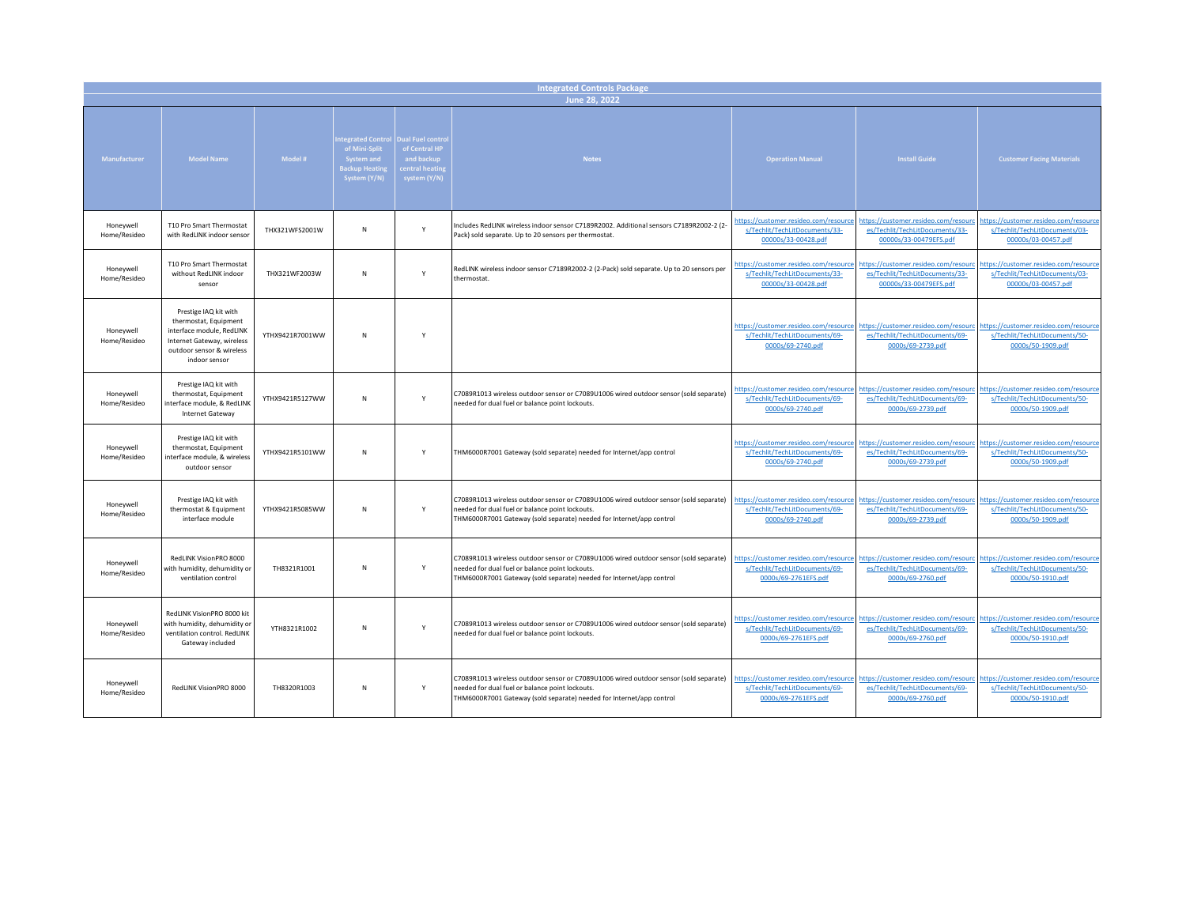| Integrated Controls Package | | | | | | | | |
|---|---|---|---|---|---|---|---|---|
| June 28, 2022 | | | | | | | | |
| Manufacturer | Model Name | Model # | Integrated Control of Mini-Split System and Backup Heating System (Y/N) | Dual Fuel control of Central HP and backup central heating system (Y/N) | Notes | Operation Manual | Install Guide | Customer Facing Materials |
| Honeywell Home/Resideo | T10 Pro Smart Thermostat with RedLINK indoor sensor | THX321WFS2001W | N | Y | Includes RedLINK wireless indoor sensor C7189R2002. Additional sensors C7189R2002-2 (2-Pack) sold separate. Up to 20 sensors per thermostat. | https://customer.resideo.com/resources/Techlit/TechLitDocuments/33-00000s/33-00428.pdf | https://customer.resideo.com/resources/Techlit/TechLitDocuments/33-00000s/33-00479EFS.pdf | https://customer.resideo.com/resources/Techlit/TechLitDocuments/03-00000s/03-00457.pdf |
| Honeywell Home/Resideo | T10 Pro Smart Thermostat without RedLINK indoor sensor | THX321WF2003W | N | Y | RedLINK wireless indoor sensor C7189R2002-2 (2-Pack) sold separate. Up to 20 sensors per thermostat. | https://customer.resideo.com/resources/Techlit/TechLitDocuments/33-00000s/33-00428.pdf | https://customer.resideo.com/resources/Techlit/TechLitDocuments/33-00000s/33-00479EFS.pdf | https://customer.resideo.com/resources/Techlit/TechLitDocuments/03-00000s/03-00457.pdf |
| Honeywell Home/Resideo | Prestige IAQ kit with thermostat, Equipment interface module, RedLINK Internet Gateway, wireless outdoor sensor & wireless indoor sensor | YTHX9421R7001WW | N | Y | | https://customer.resideo.com/resources/Techlit/TechLitDocuments/69-0000s/69-2740.pdf | https://customer.resideo.com/resources/Techlit/TechLitDocuments/69-0000s/69-2739.pdf | https://customer.resideo.com/resources/Techlit/TechLitDocuments/50-0000s/50-1909.pdf |
| Honeywell Home/Resideo | Prestige IAQ kit with thermostat, Equipment interface module, & RedLINK Internet Gateway | YTHX9421R5127WW | N | Y | C7089R1013 wireless outdoor sensor or C7089U1006 wired outdoor sensor (sold separate) needed for dual fuel or balance point lockouts. | https://customer.resideo.com/resources/Techlit/TechLitDocuments/69-0000s/69-2740.pdf | https://customer.resideo.com/resources/Techlit/TechLitDocuments/69-0000s/69-2739.pdf | https://customer.resideo.com/resources/Techlit/TechLitDocuments/50-0000s/50-1909.pdf |
| Honeywell Home/Resideo | Prestige IAQ kit with thermostat, Equipment interface module, & wireless outdoor sensor | YTHX9421R5101WW | N | Y | THM6000R7001 Gateway (sold separate) needed for Internet/app control | https://customer.resideo.com/resources/Techlit/TechLitDocuments/69-0000s/69-2740.pdf | https://customer.resideo.com/resources/Techlit/TechLitDocuments/69-0000s/69-2739.pdf | https://customer.resideo.com/resources/Techlit/TechLitDocuments/50-0000s/50-1909.pdf |
| Honeywell Home/Resideo | Prestige IAQ kit with thermostat & Equipment interface module | YTHX9421R5085WW | N | Y | C7089R1013 wireless outdoor sensor or C7089U1006 wired outdoor sensor (sold separate) needed for dual fuel or balance point lockouts. THM6000R7001 Gateway (sold separate) needed for Internet/app control | https://customer.resideo.com/resources/Techlit/TechLitDocuments/69-0000s/69-2740.pdf | https://customer.resideo.com/resources/Techlit/TechLitDocuments/69-0000s/69-2739.pdf | https://customer.resideo.com/resources/Techlit/TechLitDocuments/50-0000s/50-1909.pdf |
| Honeywell Home/Resideo | RedLINK VisionPRO 8000 with humidity, dehumidity or ventilation control | TH8321R1001 | N | Y | C7089R1013 wireless outdoor sensor or C7089U1006 wired outdoor sensor (sold separate) needed for dual fuel or balance point lockouts. THM6000R7001 Gateway (sold separate) needed for Internet/app control | https://customer.resideo.com/resources/Techlit/TechLitDocuments/69-0000s/69-2761EFS.pdf | https://customer.resideo.com/resources/Techlit/TechLitDocuments/69-0000s/69-2760.pdf | https://customer.resideo.com/resources/Techlit/TechLitDocuments/50-0000s/50-1910.pdf |
| Honeywell Home/Resideo | RedLINK VisionPRO 8000 kit with humidity, dehumidity or ventilation control. RedLINK Gateway included | YTH8321R1002 | N | Y | C7089R1013 wireless outdoor sensor or C7089U1006 wired outdoor sensor (sold separate) needed for dual fuel or balance point lockouts. | https://customer.resideo.com/resources/Techlit/TechLitDocuments/69-0000s/69-2761EFS.pdf | https://customer.resideo.com/resources/Techlit/TechLitDocuments/69-0000s/69-2760.pdf | https://customer.resideo.com/resources/Techlit/TechLitDocuments/50-0000s/50-1910.pdf |
| Honeywell Home/Resideo | RedLINK VisionPRO 8000 | TH8320R1003 | N | Y | C7089R1013 wireless outdoor sensor or C7089U1006 wired outdoor sensor (sold separate) needed for dual fuel or balance point lockouts. THM6000R7001 Gateway (sold separate) needed for Internet/app control | https://customer.resideo.com/resources/Techlit/TechLitDocuments/69-0000s/69-2761EFS.pdf | https://customer.resideo.com/resources/Techlit/TechLitDocuments/69-0000s/69-2760.pdf | https://customer.resideo.com/resources/Techlit/TechLitDocuments/50-0000s/50-1910.pdf |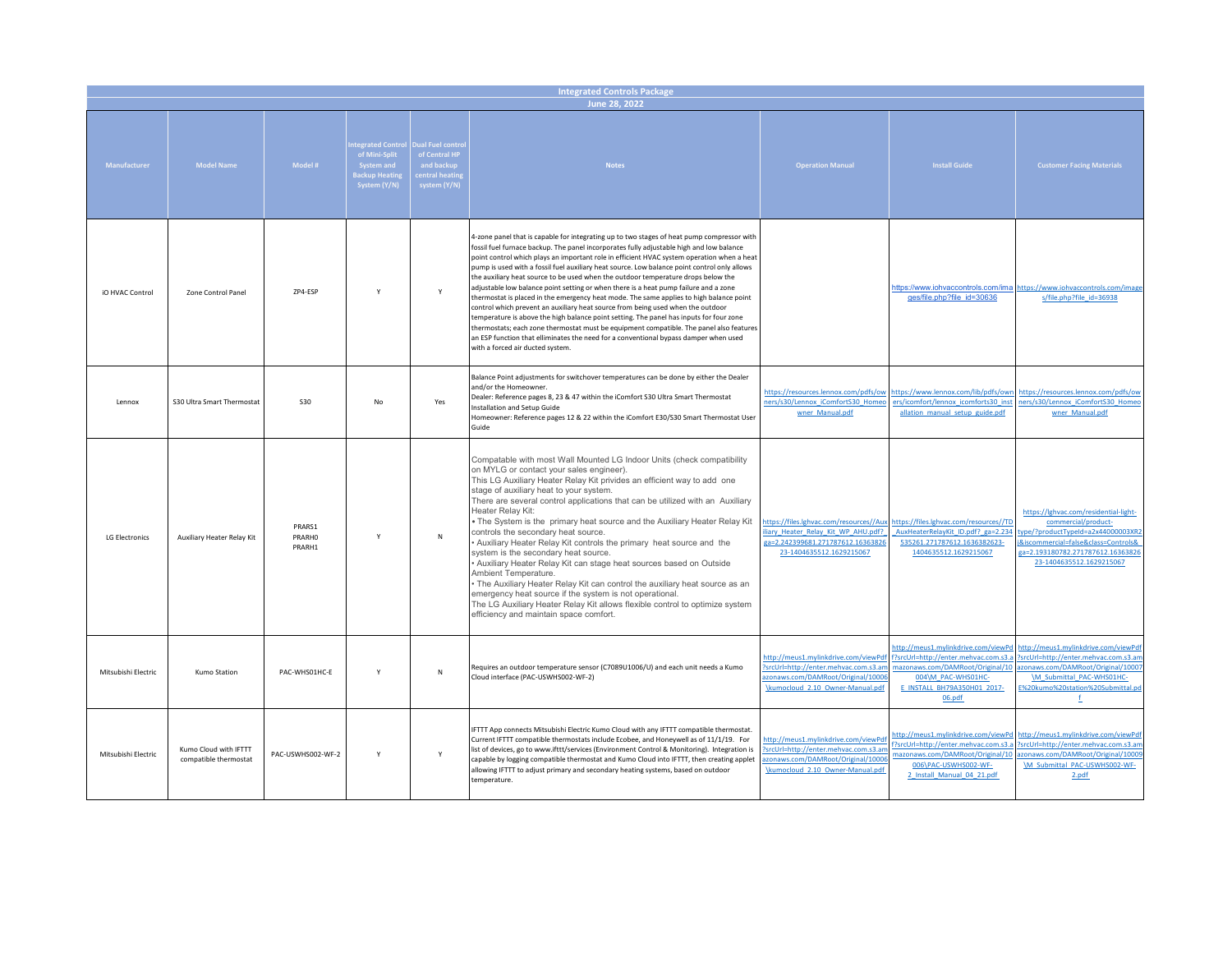# Integrated Controls Package

## June 28, 2022

| Manufacturer | Model Name | Model # | Integrated Control of Mini-Split System and Backup Heating System (Y/N) | Dual Fuel control of Central HP and backup central heating system (Y/N) | Notes | Operation Manual | Install Guide | Customer Facing Materials |
|---|---|---|---|---|---|---|---|---|
| iO HVAC Control | Zone Control Panel | ZP4-ESP | Y | Y | 4-zone panel that is capable for integrating up to two stages of heat pump compressor with fossil fuel furnace backup. The panel incorporates fully adjustable high and low balance point control which plays an important role in efficient HVAC system operation when a heat pump is used with a fossil fuel auxiliary heat source. Low balance point control only allows the auxiliary heat source to be used when the outdoor temperature drops below the adjustable low balance point setting or when there is a heat pump failure and a zone thermostat is placed in the emergency heat mode. The same applies to high balance point control which prevent an auxiliary heat source from being used when the outdoor temperature is above the high balance point setting. The panel has inputs for four zone thermostats; each zone thermostat must be equipment compatible. The panel also features an ESP function that elliminates the need for a conventional bypass damper when used with a forced air ducted system. | | https://www.iohvaccontrols.com/images/file.php?file_id=30636 | https://www.iohvaccontrols.com/images/file.php?file_id=36938 |
| Lennox | S30 Ultra Smart Thermostat | S30 | No | Yes | Balance Point adjustments for switchover temperatures can be done by either the Dealer and/or the Homeowner.<br>Dealer: Reference pages 8, 23 & 47 within the iComfort S30 Ultra Smart Thermostat Installation and Setup Guide<br>Homeowner: Reference pages 12 & 22 within the iComfort E30/S30 Smart Thermostat User Guide | https://resources.lennox.com/pdfs/owners/s30/Lennox_iComfortS30_Homeowner_Manual.pdf | https://www.lennox.com/lib/pdfs/owners/icomfort/lennox_icomforts30_installation_manual_setup_guide.pdf | https://resources.lennox.com/pdfs/owners/s30/Lennox_iComfortS30_Homeowner_Manual.pdf |
| LG Electronics | Auxiliary Heater Relay Kit | PRARS1<br>PRARH0<br>PRARH1 | Y | N | Compatable with most Wall Mounted LG Indoor Units (check compatibility on MYLG or contact your sales engineer).<br>This LG Auxiliary Heater Relay Kit privides an efficient way to add one stage of auxiliary heat to your system.<br>There are several control applications that can be utilized with an Auxiliary Heater Relay Kit:<br>• The System is the primary heat source and the Auxiliary Heater Relay Kit controls the secondary heat source.<br>• Auxiliary Heater Relay Kit controls the primary heat source and the system is the secondary heat source.<br>• Auxiliary Heater Relay Kit can stage heat sources based on Outside Ambient Temperature.<br>• The Auxiliary Heater Relay Kit can control the auxiliary heat source as an emergency heat source if the system is not operational.<br>The LG Auxiliary Heater Relay Kit allows flexible control to optimize system efficiency and maintain space comfort. | https://files.lghvac.com/resources//Auxiliary_Heater_Relay_Kit_WP_AHU.pdf?_ga=2.242399681.271787612.1636382623-1404635512.1629215067 | https://files.lghvac.com/resources//TD_AuxHeaterRelayKit_ID.pdf?_ga=2.234535261.271787612.1636382623-1404635512.1629215067 | https://lghvac.com/residential-light-commercial/product-type/?productTypeId=a2x44000003XR2&iscommercial=false&class=Controls&_ga=2.193180782.271787612.1636382623-1404635512.1629215067 |
| Mitsubishi Electric | Kumo Station | PAC-WHS01HC-E | Y | N | Requires an outdoor temperature sensor (C7089U1006/U) and each unit needs a Kumo Cloud interface (PAC-USWHS002-WF-2) | http://meus1.mylinkdrive.com/viewPdf?srcUrl=http://enter.mehvac.com.s3.amazonaws.com/DAMRoot/Original/10006\kumocloud_2.10_Owner-Manual.pdf | http://meus1.mylinkdrive.com/viewPdf?srcUrl=http://enter.mehvac.com.s3.amazonaws.com/DAMRoot/Original/10004\M_PAC-WHS01HC-E_INSTALL_BH79A350H01_2017-06.pdf | http://meus1.mylinkdrive.com/viewPdf?srcUrl=http://enter.mehvac.com.s3.amazonaws.com/DAMRoot/Original/10007\M_Submittal_PAC-WHS01HC-E%20kumo%20station%20Submittal.pdf |
| Mitsubishi Electric | Kumo Cloud with IFTTT compatible thermostat | PAC-USWHS002-WF-2 | Y | Y | IFTTT App connects Mitsubishi Electric Kumo Cloud with any IFTTT compatible thermostat. Current IFTTT compatible thermostats include Ecobee, and Honeywell as of 11/1/19. For list of devices, go to www.ifttt/services (Environment Control & Monitoring). Integration is capable by logging compatible thermostat and Kumo Cloud into IFTTT, then creating applet allowing IFTTT to adjust primary and secondary heating systems, based on outdoor temperature. | http://meus1.mylinkdrive.com/viewPdf?srcUrl=http://enter.mehvac.com.s3.amazonaws.com/DAMRoot/Original/10006\kumocloud_2.10_Owner-Manual.pdf | http://meus1.mylinkdrive.com/viewPdf?srcUrl=http://enter.mehvac.com.s3.amazonaws.com/DAMRoot/Original/10006\PAC-USWHS002-WF-2_Install_Manual_04_21.pdf | http://meus1.mylinkdrive.com/viewPdf?srcUrl=http://enter.mehvac.com.s3.amazonaws.com/DAMRoot/Original/10009\M_Submittal_PAC-USWHS002-WF-2.pdf |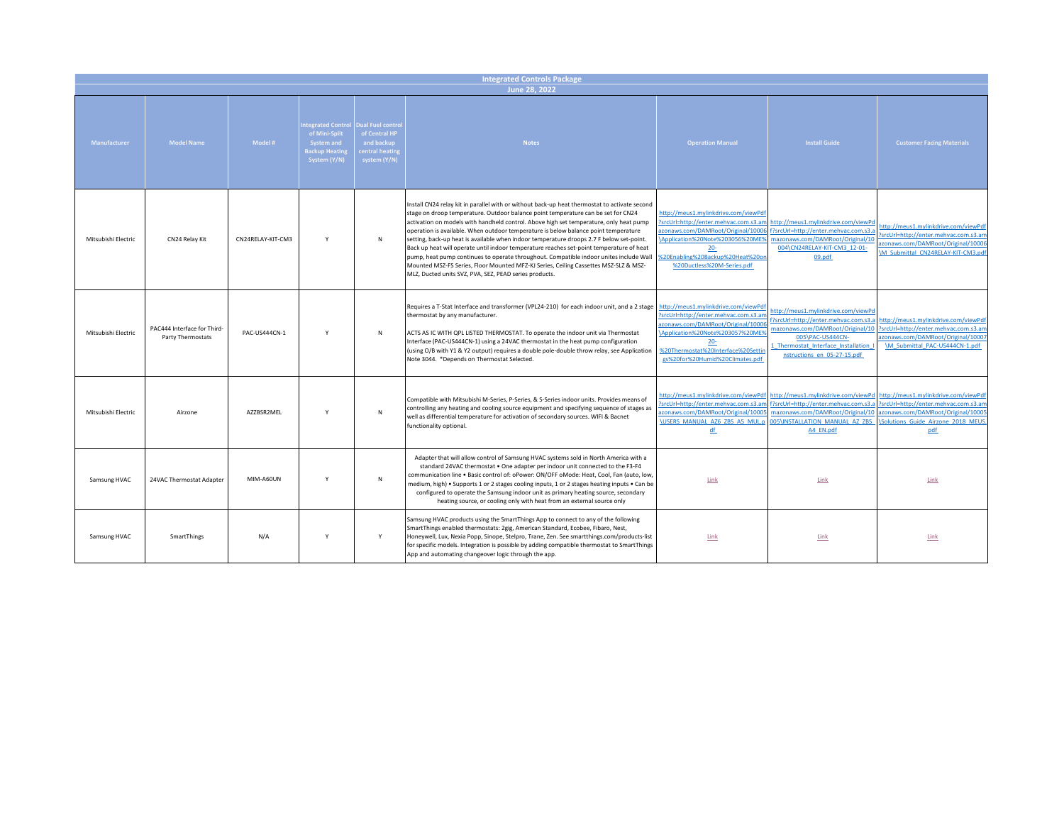# Integrated Controls Package

## June 28, 2022

| Manufacturer | Model Name | Model # | Integrated Control of Mini-Split System and Backup Heating System (Y/N) | Dual Fuel control of Central HP and backup central heating system (Y/N) | Notes | Operation Manual | Install Guide | Customer Facing Materials |
|---|---|---|---|---|---|---|---|---|
| Mitsubishi Electric | CN24 Relay Kit | CN24RELAY-KIT-CM3 | Y | N | Install CN24 relay kit in parallel with or without back-up heat thermostat to activate second stage on droop temperature. Outdoor balance point temperature can be set for CN24 activation on models with handheld control. Above high set temperature, only heat pump operation is available. When outdoor temperature is below balance point temperature setting, back-up heat is available when indoor temperature droops 2.7 F below set-point. Back up heat will operate until indoor temperature reaches set-point temperature of heat pump, heat pump continues to operate throughout. Compatible indoor unites include Wall Mounted MSZ-FS Series, Floor Mounted MFZ-KJ Series, Ceiling Cassettes MSZ-SLZ & MSZ-MLZ, Ducted units SVZ, PVA, SEZ, PEAD series products. | http://meus1.mylinkdrive.com/viewPdf?srcUrl=http://enter.mehvac.com.s3.amazonaws.com/DAMRoot/Original/10006\Application%20Note%203056%20ME%20-%20Enabling%20Backup%20Heat%20on%20Ductless%20M-Series.pdf | http://meus1.mylinkdrive.com/viewPdf?srcUrl=http://enter.mehvac.com.s3.amazonaws.com/DAMRoot/Original/10004\CN24RELAY-KIT-CM3_12-01-09.pdf | http://meus1.mylinkdrive.com/viewPdf?srcUrl=http://enter.mehvac.com.s3.amazonaws.com/DAMRoot/Original/10006\M_Submittal_CN24RELAY-KIT-CM3.pdf |
| Mitsubishi Electric | PAC444 Interface for Third-Party Thermostats | PAC-US444CN-1 | Y | N | Requires a T-Stat Interface and transformer (VPL24-210) for each indoor unit, and a 2 stage thermostat by any manufacturer.<br><br>ACTS AS IC WITH QPL LISTED THERMOSTAT. To operate the indoor unit via Thermostat Interface (PAC-US444CN-1) using a 24VAC thermostat in the heat pump configuration (using O/B with Y1 & Y2 output) requires a double pole-double throw relay, see Application Note 3044. *Depends on Thermostat Selected. | http://meus1.mylinkdrive.com/viewPdf?srcUrl=http://enter.mehvac.com.s3.amazonaws.com/DAMRoot/Original/10006\Application%20Note%203057%20ME%20-%20Thermostat%20Interface%20Settings%20for%20Humid%20Climates.pdf | http://meus1.mylinkdrive.com/viewPdf?srcUrl=http://enter.mehvac.com.s3.amazonaws.com/DAMRoot/Original/10005\PAC-US444CN-1_Thermostat_Interface_Installation_Instructions_en_05-27-15.pdf | http://meus1.mylinkdrive.com/viewPdf?srcUrl=http://enter.mehvac.com.s3.amazonaws.com/DAMRoot/Original/10007\M_Submittal_PAC-US444CN-1.pdf |
| Mitsubishi Electric | Airzone | AZZBSR2MEL | Y | N | Compatible with Mitsubishi M-Series, P-Series, & S-Series indoor units. Provides means of controlling any heating and cooling source equipment and specifying sequence of stages as well as differential temperature for activation of secondary sources. WIFI & Bacnet functionality optional. | http://meus1.mylinkdrive.com/viewPdf?srcUrl=http://enter.mehvac.com.s3.amazonaws.com/DAMRoot/Original/10005\USERS_MANUAL_AZ6_ZBS_A5_MUL.pdf | http://meus1.mylinkdrive.com/viewPdf?srcUrl=http://enter.mehvac.com.s3.amazonaws.com/DAMRoot/Original/10005\INSTALLATION_MANUAL_AZ_ZBS_A4_EN.pdf | http://meus1.mylinkdrive.com/viewPdf?srcUrl=http://enter.mehvac.com.s3.amazonaws.com/DAMRoot/Original/10005\Solutions_Guide_Airzone_2018_MEUS.pdf |
| Samsung HVAC | 24VAC Thermostat Adapter | MIM-A60UN | Y | N | Adapter that will allow control of Samsung HVAC systems sold in North America with a standard 24VAC thermostat • One adapter per indoor unit connected to the F3-F4 communication line • Basic control of: oPower: ON/OFF oMode: Heat, Cool, Fan (auto, low, medium, high) • Supports 1 or 2 stages cooling inputs, 1 or 2 stages heating inputs • Can be configured to operate the Samsung indoor unit as primary heating source, secondary heating source, or cooling only with heat from an external source only | Link | Link | Link |
| Samsung HVAC | SmartThings | N/A | Y | Y | Samsung HVAC products using the SmartThings App to connect to any of the following SmartThings enabled thermostats: 2gig, American Standard, Ecobee, Fibaro, Nest, Honeywell, Lux, Nexia Popp, Sinope, Stelpro, Trane, Zen. See smartthings.com/products-list for specific models. Integration is possible by adding compatible thermostat to SmartThings App and automating changeover logic through the app. | Link | Link | Link |